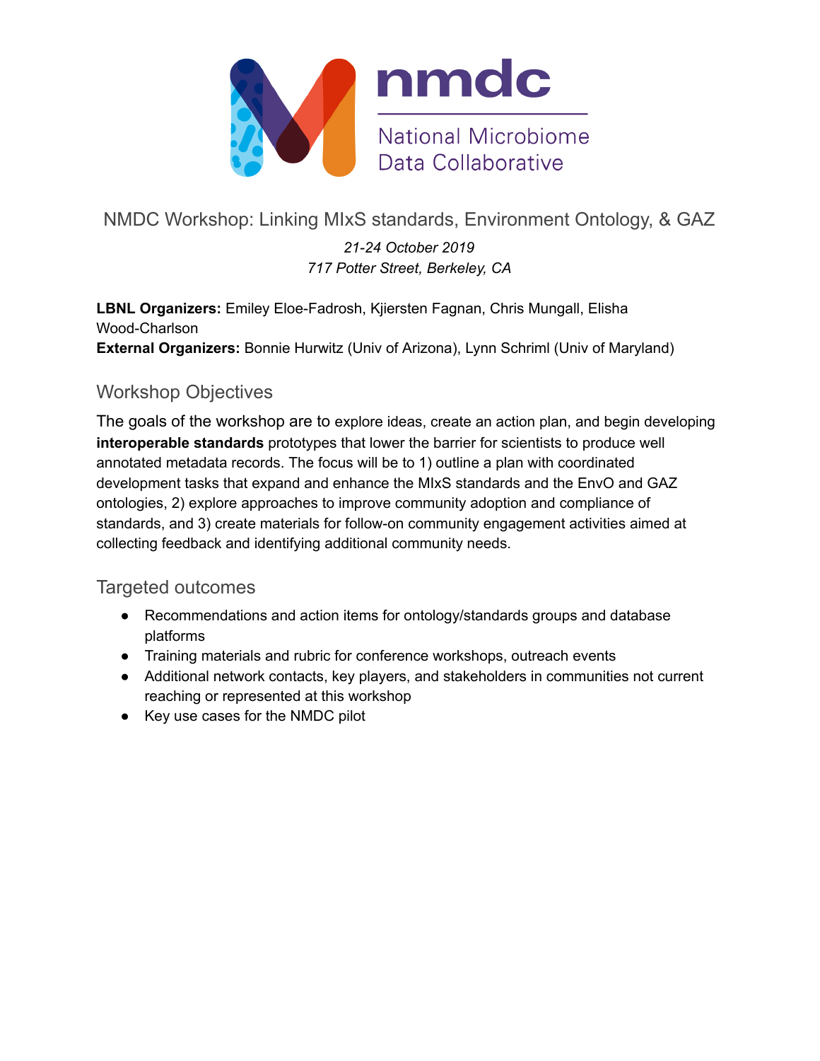nmdc

National Microbiome Data Collaborative

# NMDC Workshop: Linking MIxS standards, Environment Ontology, & GAZ

*21-24 October 2019*
*717 Potter Street, Berkeley, CA*

**LBNL Organizers:** Emiley Eloe-Fadrosh, Kjiersten Fagnan, Chris Mungall, Elisha Wood-Charlson
**External Organizers:** Bonnie Hurwitz (Univ of Arizona), Lynn Schriml (Univ of Maryland)

## Workshop Objectives

The goals of the workshop are to explore ideas, create an action plan, and begin developing **interoperable standards** prototypes that lower the barrier for scientists to produce well annotated metadata records. The focus will be to 1) outline a plan with coordinated development tasks that expand and enhance the MIxS standards and the EnvO and GAZ ontologies, 2) explore approaches to improve community adoption and compliance of standards, and 3) create materials for follow-on community engagement activities aimed at collecting feedback and identifying additional community needs.

## Targeted outcomes

- Recommendations and action items for ontology/standards groups and database platforms
- Training materials and rubric for conference workshops, outreach events
- Additional network contacts, key players, and stakeholders in communities not current reaching or represented at this workshop
- Key use cases for the NMDC pilot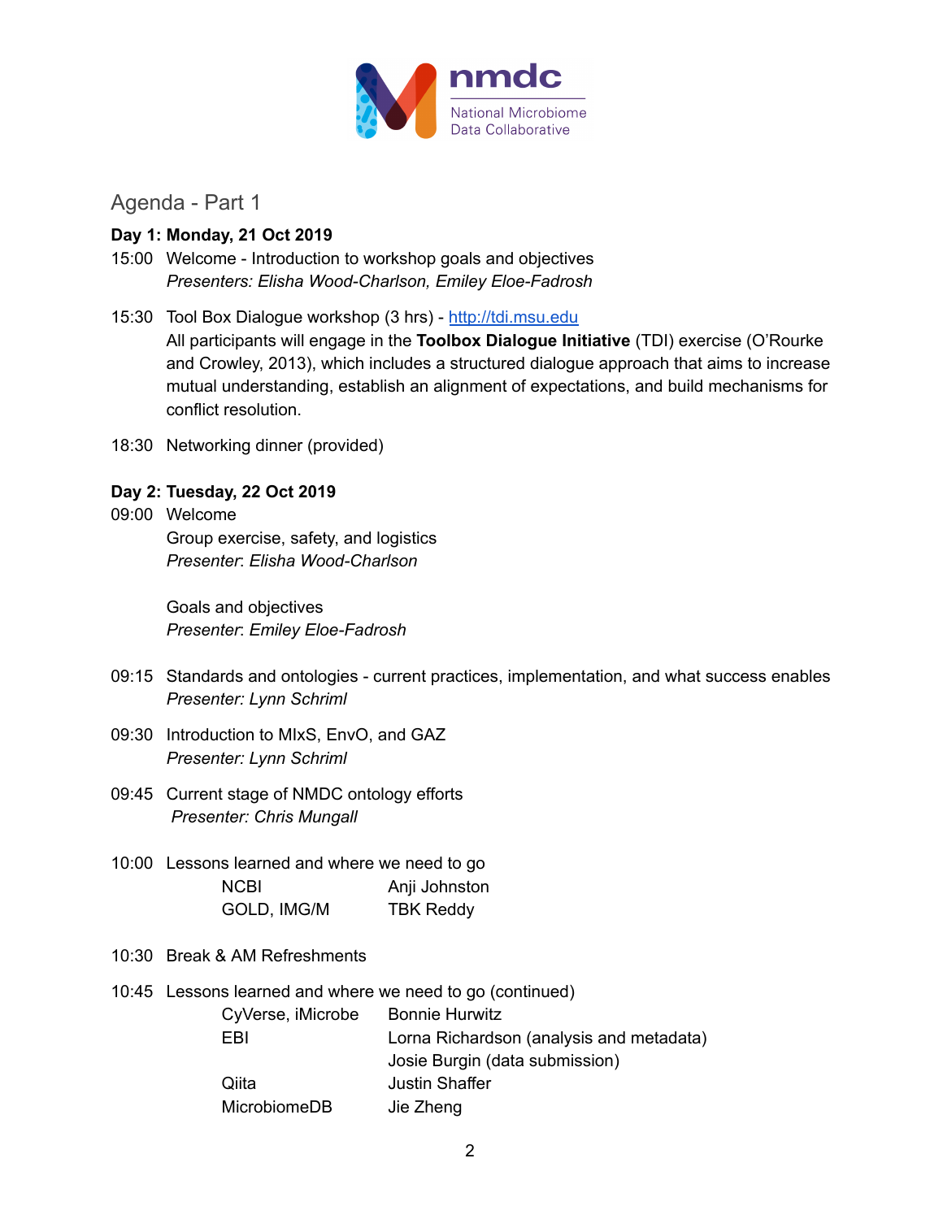nmdc
National Microbiome Data Collaborative

## Agenda - Part 1

**Day 1: Monday, 21 Oct 2019**

15:00 Welcome - Introduction to workshop goals and objectives
*Presenters: Elisha Wood-Charlson, Emiley Eloe-Fadrosh*

15:30 Tool Box Dialogue workshop (3 hrs) - http://tdi.msu.edu
All participants will engage in the **Toolbox Dialogue Initiative** (TDI) exercise (O'Rourke and Crowley, 2013), which includes a structured dialogue approach that aims to increase mutual understanding, establish an alignment of expectations, and build mechanisms for conflict resolution.

18:30 Networking dinner (provided)

**Day 2: Tuesday, 22 Oct 2019**

09:00 Welcome
Group exercise, safety, and logistics
*Presenter: Elisha Wood-Charlson*

Goals and objectives
*Presenter: Emiley Eloe-Fadrosh*

09:15 Standards and ontologies - current practices, implementation, and what success enables
*Presenter: Lynn Schriml*

09:30 Introduction to MIxS, EnvO, and GAZ
*Presenter: Lynn Schriml*

09:45 Current stage of NMDC ontology efforts
*Presenter: Chris Mungall*

10:00 Lessons learned and where we need to go

| | |
|---|---|
| NCBI | Anji Johnston |
| GOLD, IMG/M | TBK Reddy |

10:30 Break & AM Refreshments

10:45 Lessons learned and where we need to go (continued)

| | |
|---|---|
| CyVerse, iMicrobe | Bonnie Hurwitz |
| EBI | Lorna Richardson (analysis and metadata) |
| | Josie Burgin (data submission) |
| Qiita | Justin Shaffer |
| MicrobiomeDB | Jie Zheng |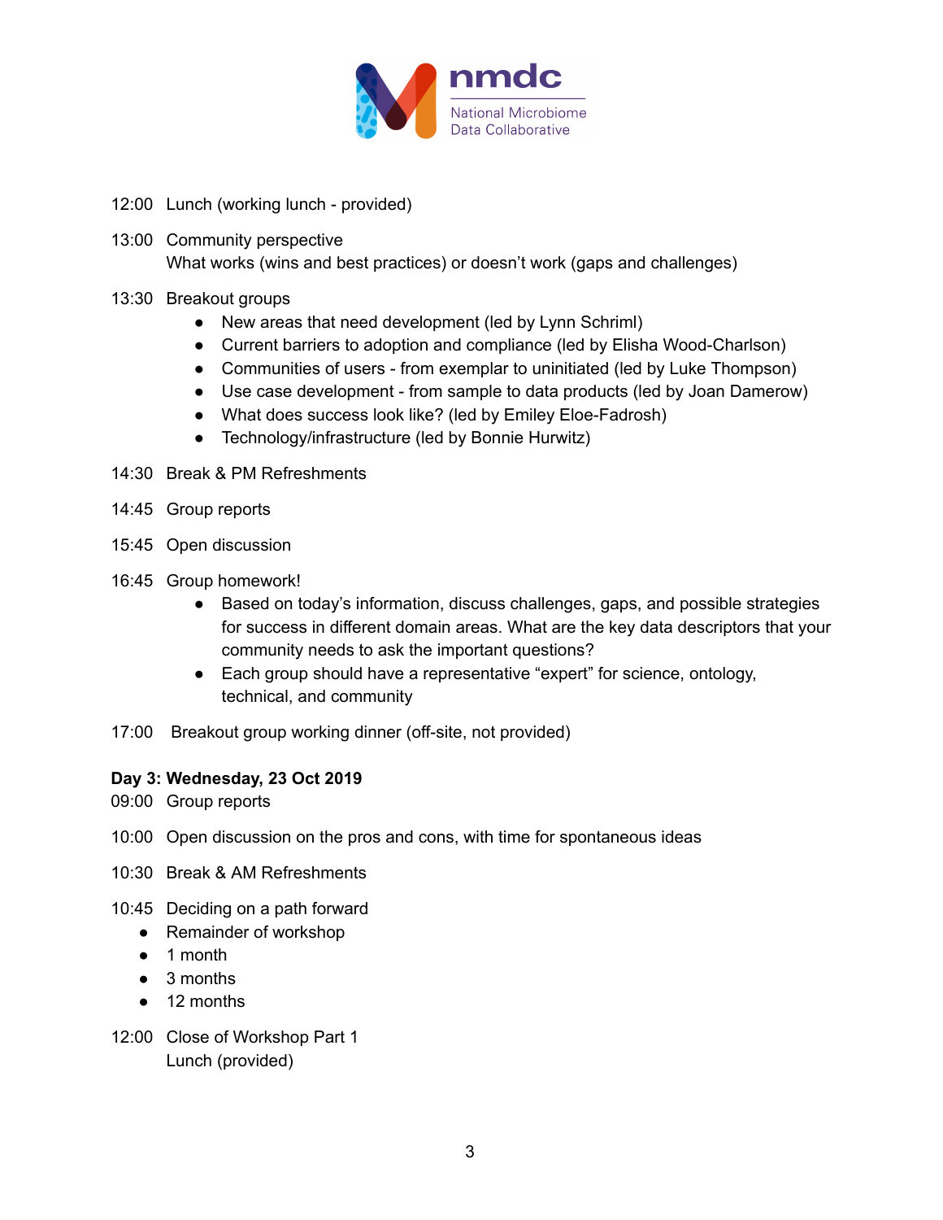12:00 Lunch (working lunch - provided)

13:00 Community perspective
What works (wins and best practices) or doesn't work (gaps and challenges)

13:30 Breakout groups

- New areas that need development (led by Lynn Schriml)
- Current barriers to adoption and compliance (led by Elisha Wood-Charlson)
- Communities of users - from exemplar to uninitiated (led by Luke Thompson)
- Use case development - from sample to data products (led by Joan Damerow)
- What does success look like? (led by Emiley Eloe-Fadrosh)
- Technology/infrastructure (led by Bonnie Hurwitz)

14:30 Break & PM Refreshments

14:45 Group reports

15:45 Open discussion

16:45 Group homework!

- Based on today's information, discuss challenges, gaps, and possible strategies for success in different domain areas. What are the key data descriptors that your community needs to ask the important questions?
- Each group should have a representative "expert" for science, ontology, technical, and community

17:00 Breakout group working dinner (off-site, not provided)

**Day 3: Wednesday, 23 Oct 2019**

09:00 Group reports

10:00 Open discussion on the pros and cons, with time for spontaneous ideas

10:30 Break & AM Refreshments

10:45 Deciding on a path forward

- Remainder of workshop
- 1 month
- 3 months
- 12 months

12:00 Close of Workshop Part 1
Lunch (provided)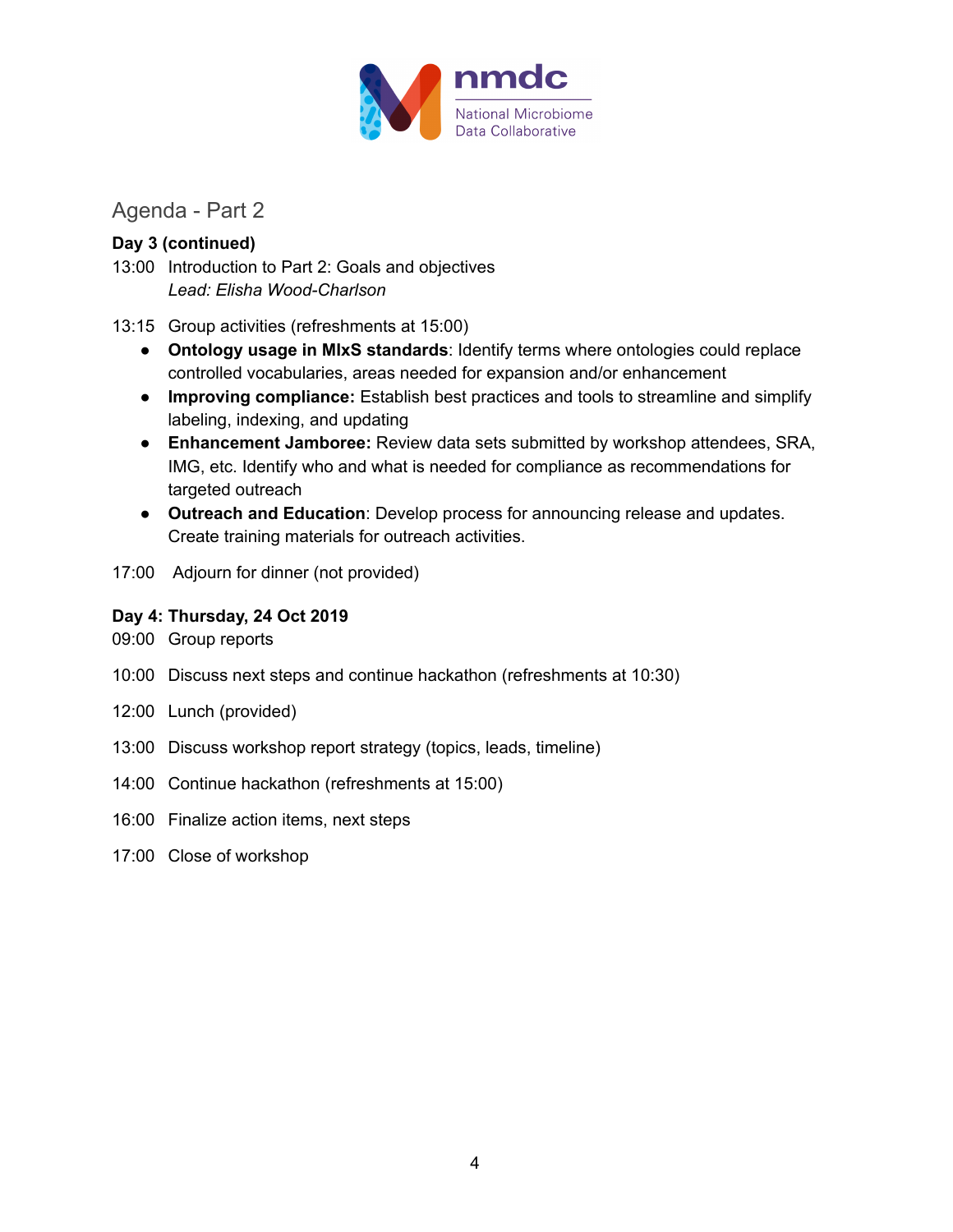nmdc

National Microbiome Data Collaborative

## Agenda - Part 2

**Day 3 (continued)**

13:00 Introduction to Part 2: Goals and objectives
*Lead: Elisha Wood-Charlson*

13:15 Group activities (refreshments at 15:00)

- **Ontology usage in MIxS standards**: Identify terms where ontologies could replace controlled vocabularies, areas needed for expansion and/or enhancement
- **Improving compliance:** Establish best practices and tools to streamline and simplify labeling, indexing, and updating
- **Enhancement Jamboree:** Review data sets submitted by workshop attendees, SRA, IMG, etc. Identify who and what is needed for compliance as recommendations for targeted outreach
- **Outreach and Education**: Develop process for announcing release and updates. Create training materials for outreach activities.

17:00 Adjourn for dinner (not provided)

**Day 4: Thursday, 24 Oct 2019**

09:00 Group reports

10:00 Discuss next steps and continue hackathon (refreshments at 10:30)

12:00 Lunch (provided)

13:00 Discuss workshop report strategy (topics, leads, timeline)

14:00 Continue hackathon (refreshments at 15:00)

16:00 Finalize action items, next steps

17:00 Close of workshop